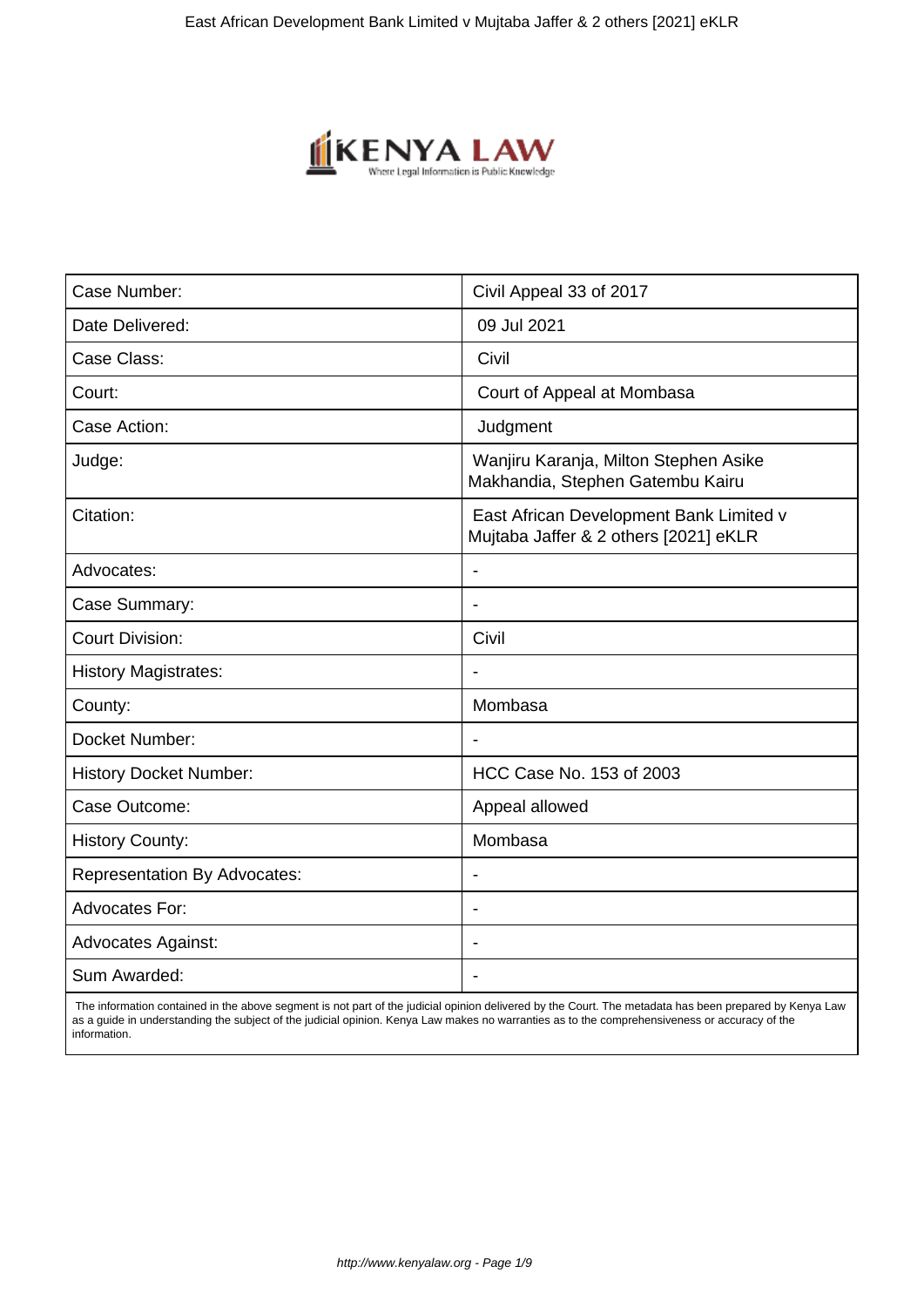| Case Number: | Civil Appeal 33 of 2017 |
|---|---|
| Date Delivered: | 09 Jul 2021 |
| Case Class: | Civil |
| Court: | Court of Appeal at Mombasa |
| Case Action: | Judgment |
| Judge: | Wanjiru Karanja, Milton Stephen Asike Makhandia, Stephen Gatembu Kairu |
| Citation: | East African Development Bank Limited v Mujtaba Jaffer & 2 others [2021] eKLR |
| Advocates: | - |
| Case Summary: | - |
| Court Division: | Civil |
| History Magistrates: | - |
| County: | Mombasa |
| Docket Number: | - |
| History Docket Number: | HCC Case No. 153 of 2003 |
| Case Outcome: | Appeal allowed |
| History County: | Mombasa |
| Representation By Advocates: | - |
| Advocates For: | - |
| Advocates Against: | - |
| Sum Awarded: | - |

The information contained in the above segment is not part of the judicial opinion delivered by the Court. The metadata has been prepared by Kenya Law as a guide in understanding the subject of the judicial opinion. Kenya Law makes no warranties as to the comprehensiveness or accuracy of the information.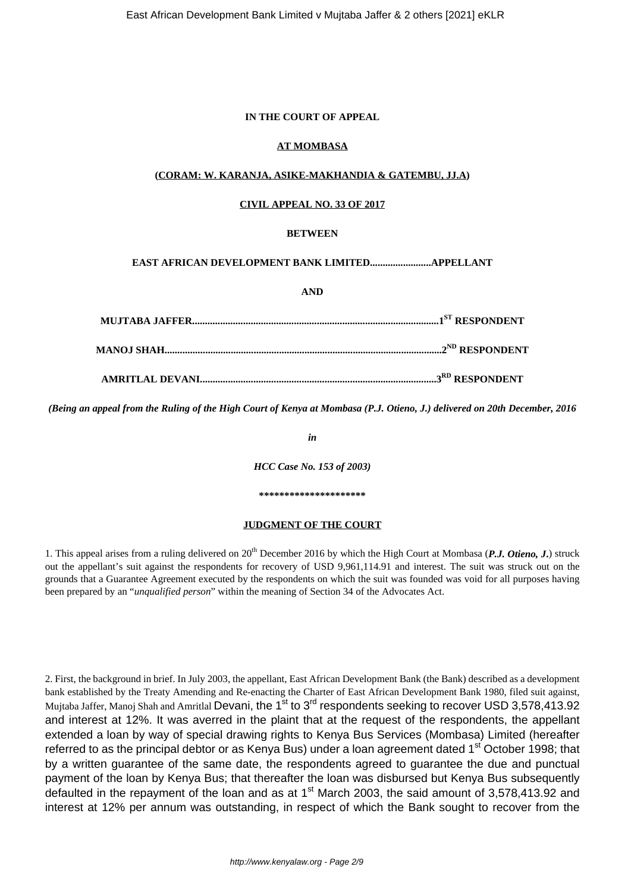**IN THE COURT OF APPEAL**

**AT MOMBASA**

**(CORAM: W. KARANJA, ASIKE-MAKHANDIA & GATEMBU, JJ.A)**

**CIVIL APPEAL NO. 33 OF 2017**

**BETWEEN**

**EAST AFRICAN DEVELOPMENT BANK LIMITED........................APPELLANT**

**AND**

**MUJTABA JAFFER................................................................................................1ST RESPONDENT**

**MANOJ SHAH..........................................................................................................2ND RESPONDENT**

**AMRITLAL DEVANI............................................................................................3RD RESPONDENT**

***(Being an appeal from the Ruling of the High Court of Kenya at Mombasa (P.J. Otieno, J.) delivered on 20th December, 2016***

***in***

***HCC Case No. 153 of 2003)***

**********************

**JUDGMENT OF THE COURT**

1. This appeal arises from a ruling delivered on 20th December 2016 by which the High Court at Mombasa (***P.J. Otieno, J***.) struck out the appellant's suit against the respondents for recovery of USD 9,961,114.91 and interest. The suit was struck out on the grounds that a Guarantee Agreement executed by the respondents on which the suit was founded was void for all purposes having been prepared by an "*unqualified person*" within the meaning of Section 34 of the Advocates Act.

2. First, the background in brief. In July 2003, the appellant, East African Development Bank (the Bank) described as a development bank established by the Treaty Amending and Re-enacting the Charter of East African Development Bank 1980, filed suit against, Mujtaba Jaffer, Manoj Shah and Amritlal Devani, the 1st to 3rd respondents seeking to recover USD 3,578,413.92 and interest at 12%. It was averred in the plaint that at the request of the respondents, the appellant extended a loan by way of special drawing rights to Kenya Bus Services (Mombasa) Limited (hereafter referred to as the principal debtor or as Kenya Bus) under a loan agreement dated 1st October 1998; that by a written guarantee of the same date, the respondents agreed to guarantee the due and punctual payment of the loan by Kenya Bus; that thereafter the loan was disbursed but Kenya Bus subsequently defaulted in the repayment of the loan and as at 1st March 2003, the said amount of 3,578,413.92 and interest at 12% per annum was outstanding, in respect of which the Bank sought to recover from the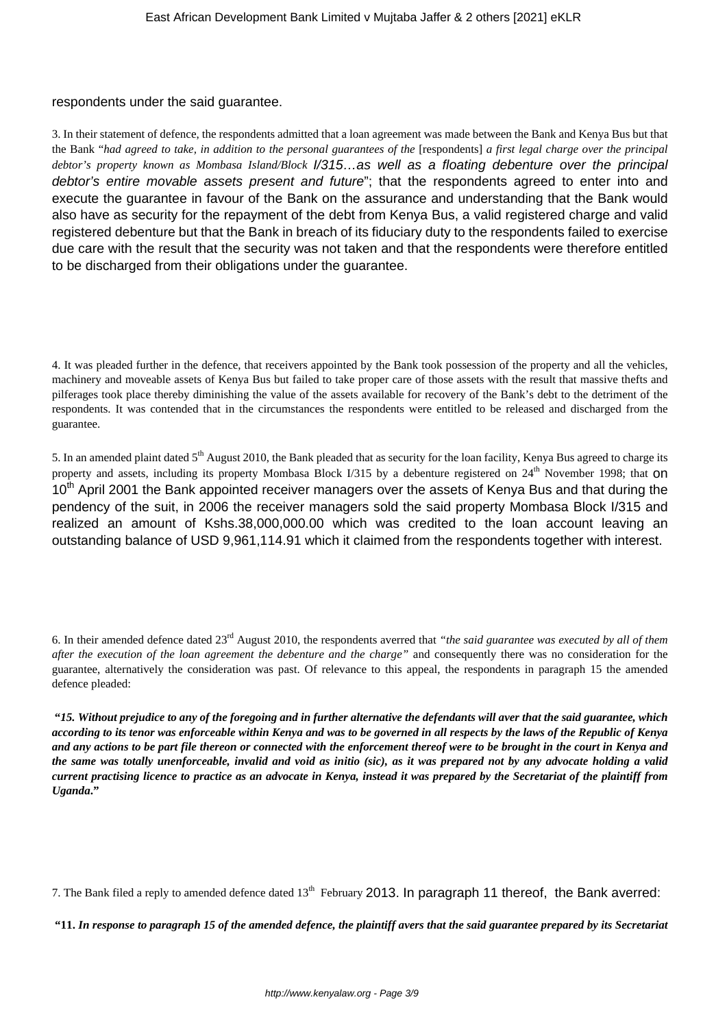respondents under the said guarantee.

3. In their statement of defence, the respondents admitted that a loan agreement was made between the Bank and Kenya Bus but that the Bank "*had agreed to take, in addition to the personal guarantees of the* [respondents] *a first legal charge over the principal debtor's property known as Mombasa Island/Block I/315…as well as a floating debenture over the principal debtor's entire movable assets present and future*"; that the respondents agreed to enter into and execute the guarantee in favour of the Bank on the assurance and understanding that the Bank would also have as security for the repayment of the debt from Kenya Bus, a valid registered charge and valid registered debenture but that the Bank in breach of its fiduciary duty to the respondents failed to exercise due care with the result that the security was not taken and that the respondents were therefore entitled to be discharged from their obligations under the guarantee.

4. It was pleaded further in the defence, that receivers appointed by the Bank took possession of the property and all the vehicles, machinery and moveable assets of Kenya Bus but failed to take proper care of those assets with the result that massive thefts and pilferages took place thereby diminishing the value of the assets available for recovery of the Bank's debt to the detriment of the respondents. It was contended that in the circumstances the respondents were entitled to be released and discharged from the guarantee.

5. In an amended plaint dated 5th August 2010, the Bank pleaded that as security for the loan facility, Kenya Bus agreed to charge its property and assets, including its property Mombasa Block I/315 by a debenture registered on 24th November 1998; that on 10th April 2001 the Bank appointed receiver managers over the assets of Kenya Bus and that during the pendency of the suit, in 2006 the receiver managers sold the said property Mombasa Block I/315 and realized an amount of Kshs.38,000,000.00 which was credited to the loan account leaving an outstanding balance of USD 9,961,114.91 which it claimed from the respondents together with interest.

6. In their amended defence dated 23rd August 2010, the respondents averred that *"the said guarantee was executed by all of them after the execution of the loan agreement the debenture and the charge"* and consequently there was no consideration for the guarantee, alternatively the consideration was past. Of relevance to this appeal, the respondents in paragraph 15 the amended defence pleaded:

***"15. Without prejudice to any of the foregoing and in further alternative the defendants will aver that the said guarantee, which according to its tenor was enforceable within Kenya and was to be governed in all respects by the laws of the Republic of Kenya and any actions to be part file thereon or connected with the enforcement thereof were to be brought in the court in Kenya and the same was totally unenforceable, invalid and void as initio (sic), as it was prepared not by any advocate holding a valid current practising licence to practice as an advocate in Kenya, instead it was prepared by the Secretariat of the plaintiff from Uganda."***

7. The Bank filed a reply to amended defence dated 13th February 2013. In paragraph 11 thereof, the Bank averred:

***"11. In response to paragraph 15 of the amended defence, the plaintiff avers that the said guarantee prepared by its Secretariat***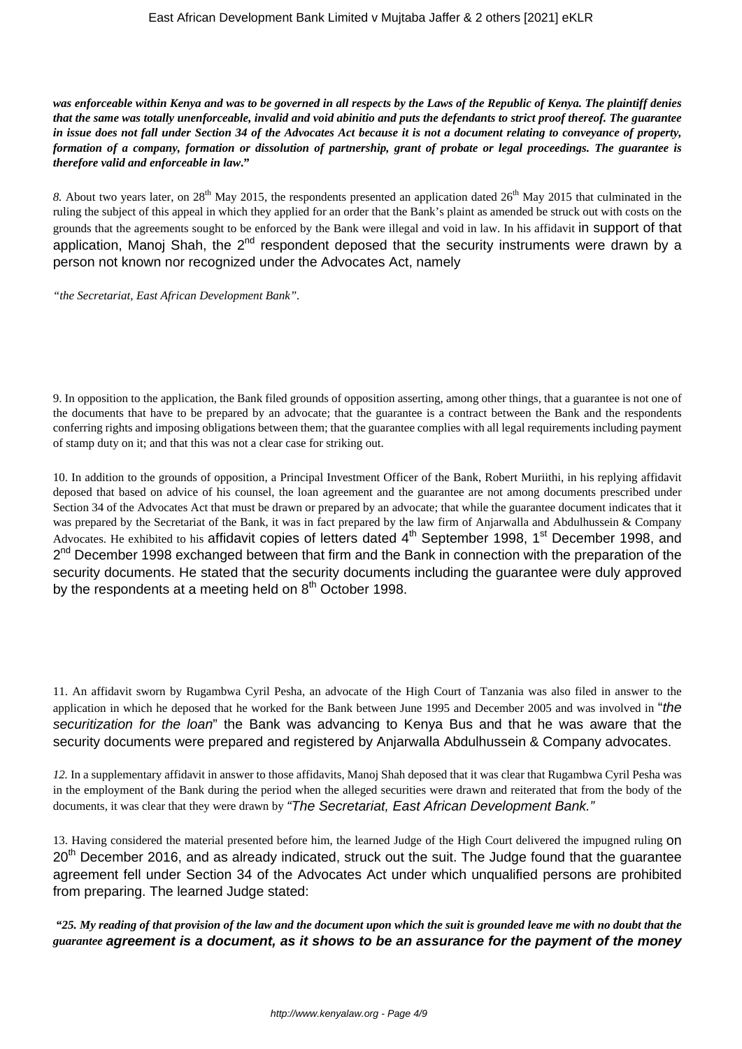***was enforceable within Kenya and was to be governed in all respects by the Laws of the Republic of Kenya. The plaintiff denies that the same was totally unenforceable, invalid and void abinitio and puts the defendants to strict proof thereof. The guarantee in issue does not fall under Section 34 of the Advocates Act because it is not a document relating to conveyance of property, formation of a company, formation or dissolution of partnership, grant of probate or legal proceedings. The guarantee is therefore valid and enforceable in law."***

*8.* About two years later, on 28th May 2015, the respondents presented an application dated 26th May 2015 that culminated in the ruling the subject of this appeal in which they applied for an order that the Bank's plaint as amended be struck out with costs on the grounds that the agreements sought to be enforced by the Bank were illegal and void in law. In his affidavit in support of that application, Manoj Shah, the 2nd respondent deposed that the security instruments were drawn by a person not known nor recognized under the Advocates Act, namely

*"the Secretariat, East African Development Bank".*

9. In opposition to the application, the Bank filed grounds of opposition asserting, among other things, that a guarantee is not one of the documents that have to be prepared by an advocate; that the guarantee is a contract between the Bank and the respondents conferring rights and imposing obligations between them; that the guarantee complies with all legal requirements including payment of stamp duty on it; and that this was not a clear case for striking out.

10. In addition to the grounds of opposition, a Principal Investment Officer of the Bank, Robert Muriithi, in his replying affidavit deposed that based on advice of his counsel, the loan agreement and the guarantee are not among documents prescribed under Section 34 of the Advocates Act that must be drawn or prepared by an advocate; that while the guarantee document indicates that it was prepared by the Secretariat of the Bank, it was in fact prepared by the law firm of Anjarwalla and Abdulhussein & Company Advocates. He exhibited to his affidavit copies of letters dated 4th September 1998, 1st December 1998, and 2nd December 1998 exchanged between that firm and the Bank in connection with the preparation of the security documents. He stated that the security documents including the guarantee were duly approved by the respondents at a meeting held on 8th October 1998.

11. An affidavit sworn by Rugambwa Cyril Pesha, an advocate of the High Court of Tanzania was also filed in answer to the application in which he deposed that he worked for the Bank between June 1995 and December 2005 and was involved in "*the securitization for the loan*" the Bank was advancing to Kenya Bus and that he was aware that the security documents were prepared and registered by Anjarwalla Abdulhussein & Company advocates.

*12.* In a supplementary affidavit in answer to those affidavits, Manoj Shah deposed that it was clear that Rugambwa Cyril Pesha was in the employment of the Bank during the period when the alleged securities were drawn and reiterated that from the body of the documents, it was clear that they were drawn by *"The Secretariat, East African Development Bank."*

13. Having considered the material presented before him, the learned Judge of the High Court delivered the impugned ruling on 20th December 2016, and as already indicated, struck out the suit. The Judge found that the guarantee agreement fell under Section 34 of the Advocates Act under which unqualified persons are prohibited from preparing. The learned Judge stated:

***"25. My reading of that provision of the law and the document upon which the suit is grounded leave me with no doubt that the guarantee agreement is a document, as it shows to be an assurance for the payment of the money***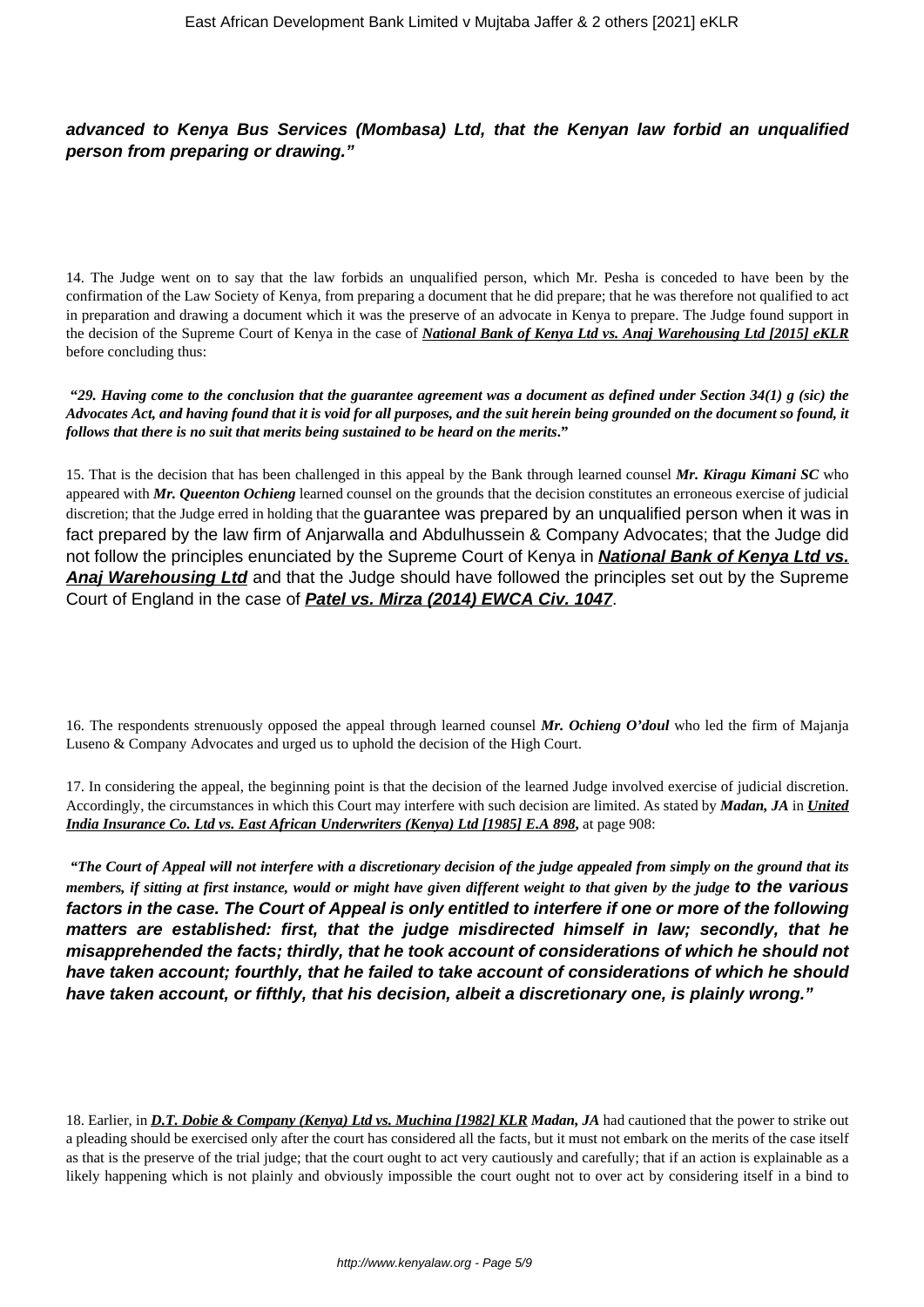***advanced to Kenya Bus Services (Mombasa) Ltd, that the Kenyan law forbid an unqualified person from preparing or drawing."***

14. The Judge went on to say that the law forbids an unqualified person, which Mr. Pesha is conceded to have been by the confirmation of the Law Society of Kenya, from preparing a document that he did prepare; that he was therefore not qualified to act in preparation and drawing a document which it was the preserve of an advocate in Kenya to prepare. The Judge found support in the decision of the Supreme Court of Kenya in the case of ***National Bank of Kenya Ltd vs. Anaj Warehousing Ltd [2015] eKLR*** before concluding thus:

***"29. Having come to the conclusion that the guarantee agreement was a document as defined under Section 34(1) g (sic) the Advocates Act, and having found that it is void for all purposes, and the suit herein being grounded on the document so found, it follows that there is no suit that merits being sustained to be heard on the merits."***

15. That is the decision that has been challenged in this appeal by the Bank through learned counsel ***Mr. Kiragu Kimani SC*** who appeared with ***Mr. Queenton Ochieng*** learned counsel on the grounds that the decision constitutes an erroneous exercise of judicial discretion; that the Judge erred in holding that the guarantee was prepared by an unqualified person when it was in fact prepared by the law firm of Anjarwalla and Abdulhussein & Company Advocates; that the Judge did not follow the principles enunciated by the Supreme Court of Kenya in ***National Bank of Kenya Ltd vs. Anaj Warehousing Ltd*** and that the Judge should have followed the principles set out by the Supreme Court of England in the case of ***Patel vs. Mirza (2014) EWCA Civ. 1047***.

16. The respondents strenuously opposed the appeal through learned counsel ***Mr. Ochieng O'doul*** who led the firm of Majanja Luseno & Company Advocates and urged us to uphold the decision of the High Court.

17. In considering the appeal, the beginning point is that the decision of the learned Judge involved exercise of judicial discretion. Accordingly, the circumstances in which this Court may interfere with such decision are limited. As stated by ***Madan, JA*** in ***United India Insurance Co. Ltd vs. East African Underwriters (Kenya) Ltd [1985] E.A 898***, at page 908:

***"The Court of Appeal will not interfere with a discretionary decision of the judge appealed from simply on the ground that its members, if sitting at first instance, would or might have given different weight to that given by the judge to the various factors in the case. The Court of Appeal is only entitled to interfere if one or more of the following matters are established: first, that the judge misdirected himself in law; secondly, that he misapprehended the facts; thirdly, that he took account of considerations of which he should not have taken account; fourthly, that he failed to take account of considerations of which he should have taken account, or fifthly, that his decision, albeit a discretionary one, is plainly wrong."***

18. Earlier, in ***D.T. Dobie & Company (Kenya) Ltd vs. Muchina [1982] KLR Madan, JA*** had cautioned that the power to strike out a pleading should be exercised only after the court has considered all the facts, but it must not embark on the merits of the case itself as that is the preserve of the trial judge; that the court ought to act very cautiously and carefully; that if an action is explainable as a likely happening which is not plainly and obviously impossible the court ought not to over act by considering itself in a bind to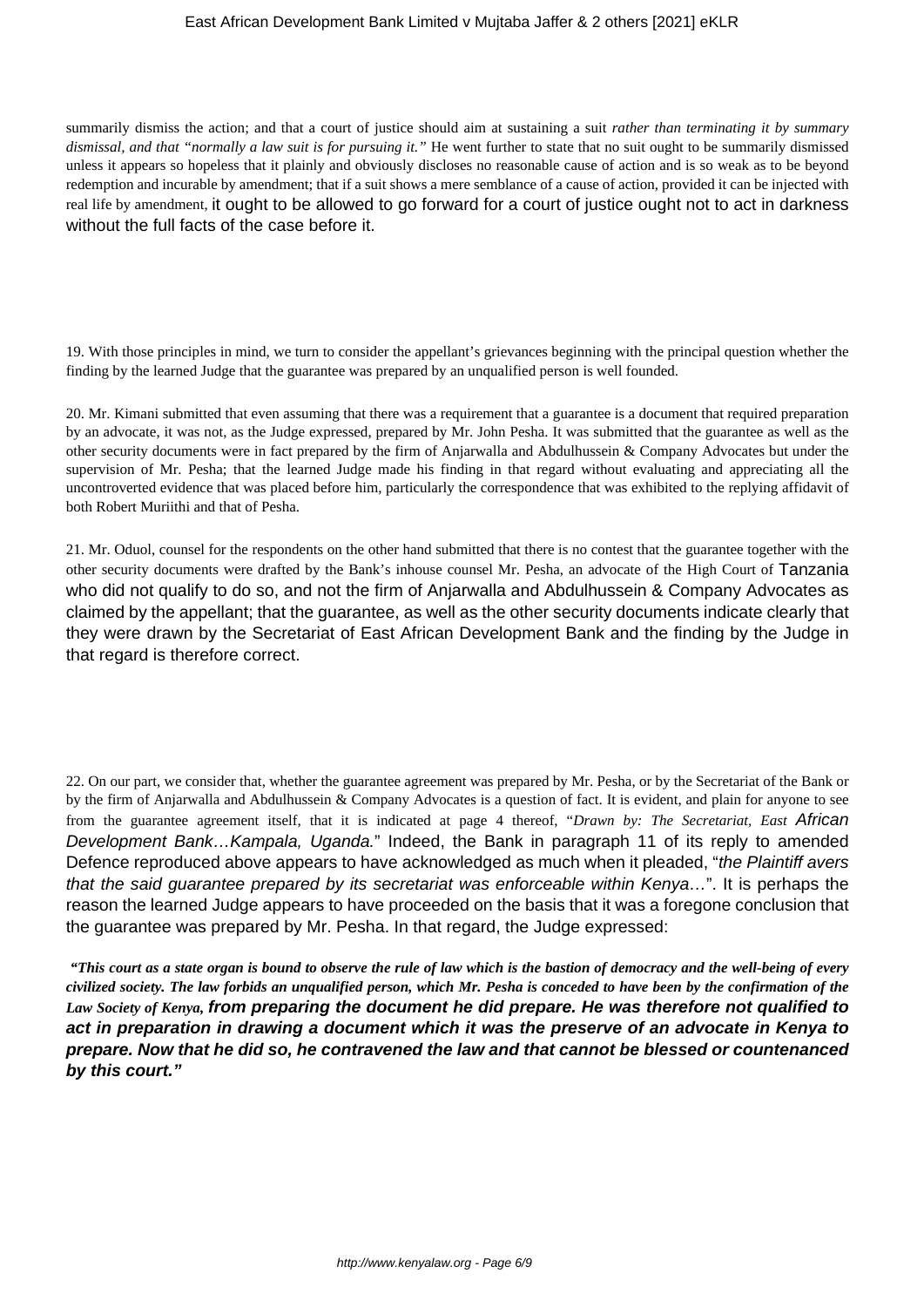summarily dismiss the action; and that a court of justice should aim at sustaining a suit *rather than terminating it by summary dismissal, and that "normally a law suit is for pursuing it."* He went further to state that no suit ought to be summarily dismissed unless it appears so hopeless that it plainly and obviously discloses no reasonable cause of action and is so weak as to be beyond redemption and incurable by amendment; that if a suit shows a mere semblance of a cause of action, provided it can be injected with real life by amendment, it ought to be allowed to go forward for a court of justice ought not to act in darkness without the full facts of the case before it.

19. With those principles in mind, we turn to consider the appellant's grievances beginning with the principal question whether the finding by the learned Judge that the guarantee was prepared by an unqualified person is well founded.

20. Mr. Kimani submitted that even assuming that there was a requirement that a guarantee is a document that required preparation by an advocate, it was not, as the Judge expressed, prepared by Mr. John Pesha. It was submitted that the guarantee as well as the other security documents were in fact prepared by the firm of Anjarwalla and Abdulhussein & Company Advocates but under the supervision of Mr. Pesha; that the learned Judge made his finding in that regard without evaluating and appreciating all the uncontroverted evidence that was placed before him, particularly the correspondence that was exhibited to the replying affidavit of both Robert Muriithi and that of Pesha.

21. Mr. Oduol, counsel for the respondents on the other hand submitted that there is no contest that the guarantee together with the other security documents were drafted by the Bank's inhouse counsel Mr. Pesha, an advocate of the High Court of Tanzania who did not qualify to do so, and not the firm of Anjarwalla and Abdulhussein & Company Advocates as claimed by the appellant; that the guarantee, as well as the other security documents indicate clearly that they were drawn by the Secretariat of East African Development Bank and the finding by the Judge in that regard is therefore correct.

22. On our part, we consider that, whether the guarantee agreement was prepared by Mr. Pesha, or by the Secretariat of the Bank or by the firm of Anjarwalla and Abdulhussein & Company Advocates is a question of fact. It is evident, and plain for anyone to see from the guarantee agreement itself, that it is indicated at page 4 thereof, "*Drawn by: The Secretariat, East African Development Bank…Kampala, Uganda.*" Indeed, the Bank in paragraph 11 of its reply to amended Defence reproduced above appears to have acknowledged as much when it pleaded, "*the Plaintiff avers that the said guarantee prepared by its secretariat was enforceable within Kenya…*". It is perhaps the reason the learned Judge appears to have proceeded on the basis that it was a foregone conclusion that the guarantee was prepared Mr. Pesha. In that regard, the Judge expressed:

**"This court as a state organ is bound to observe the rule of law which is the bastion of democracy and the well-being of every civilized society. The law forbids an unqualified person, which Mr. Pesha is conceded to have been by the confirmation of the Law Society of Kenya, from preparing the document he did prepare. He was therefore not qualified to act in preparation in drawing a document which it was the preserve of an advocate in Kenya to prepare. Now that he did so, he contravened the law and that cannot be blessed or countenanced by this court."**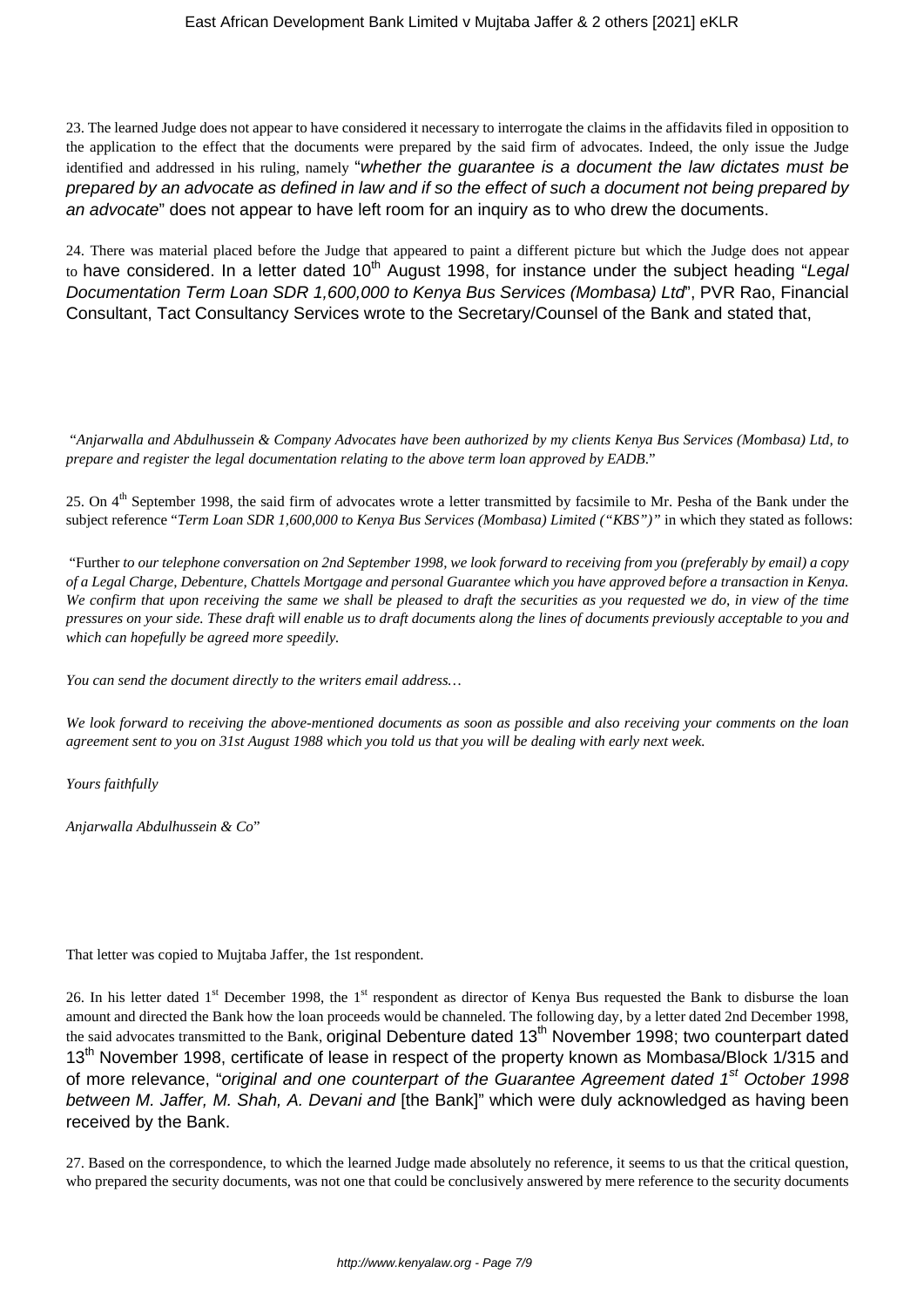23. The learned Judge does not appear to have considered it necessary to interrogate the claims in the affidavits filed in opposition to the application to the effect that the documents were prepared by the said firm of advocates. Indeed, the only issue the Judge identified and addressed in his ruling, namely "*whether the guarantee is a document the law dictates must be prepared by an advocate as defined in law and if so the effect of such a document not being prepared by an advocate*" does not appear to have left room for an inquiry as to who drew the documents.

24. There was material placed before the Judge that appeared to paint a different picture but which the Judge does not appear to have considered. In a letter dated 10th August 1998, for instance under the subject heading "*Legal Documentation Term Loan SDR 1,600,000 to Kenya Bus Services (Mombasa) Ltd*", PVR Rao, Financial Consultant, Tact Consultancy Services wrote to the Secretary/Counsel of the Bank and stated that,

"*Anjarwalla and Abdulhussein & Company Advocates have been authorized by my clients Kenya Bus Services (Mombasa) Ltd, to prepare and register the legal documentation relating to the above term loan approved by EADB.*"

25. On 4th September 1998, the said firm of advocates wrote a letter transmitted by facsimile to Mr. Pesha of the Bank under the subject reference "*Term Loan SDR 1,600,000 to Kenya Bus Services (Mombasa) Limited ("KBS")*" in which they stated as follows:

"Further *to our telephone conversation on 2nd September 1998, we look forward to receiving from you (preferably by email) a copy of a Legal Charge, Debenture, Chattels Mortgage and personal Guarantee which you have approved before a transaction in Kenya. We confirm that upon receiving the same we shall be pleased to draft the securities as you requested we do, in view of the time pressures on your side. These draft will enable us to draft documents along the lines of documents previously acceptable to you and which can hopefully be agreed more speedily.*

*You can send the document directly to the writers email address…*

*We look forward to receiving the above-mentioned documents as soon as possible and also receiving your comments on the loan agreement sent to you on 31st August 1988 which you told us that you will be dealing with early next week.*

*Yours faithfully*

*Anjarwalla Abdulhussein & Co*"

That letter was copied to Mujtaba Jaffer, the 1st respondent.

26. In his letter dated 1st December 1998, the 1st respondent as director of Kenya Bus requested the Bank to disburse the loan amount and directed the Bank how the loan proceeds would be channeled. The following day, by a letter dated 2nd December 1998, the said advocates transmitted to the Bank, original Debenture dated 13th November 1998; two counterpart dated 13th November 1998, certificate of lease in respect of the property known as Mombasa/Block 1/315 and of more relevance, "*original and one counterpart of the Guarantee Agreement dated 1st October 1998 between M. Jaffer, M. Shah, A. Devani and* [the Bank]" which were duly acknowledged as having been received by the Bank.

27. Based on the correspondence, to which the learned Judge made absolutely no reference, it seems to us that the critical question, who prepared the security documents, was not one that could be conclusively answered by mere reference to the security documents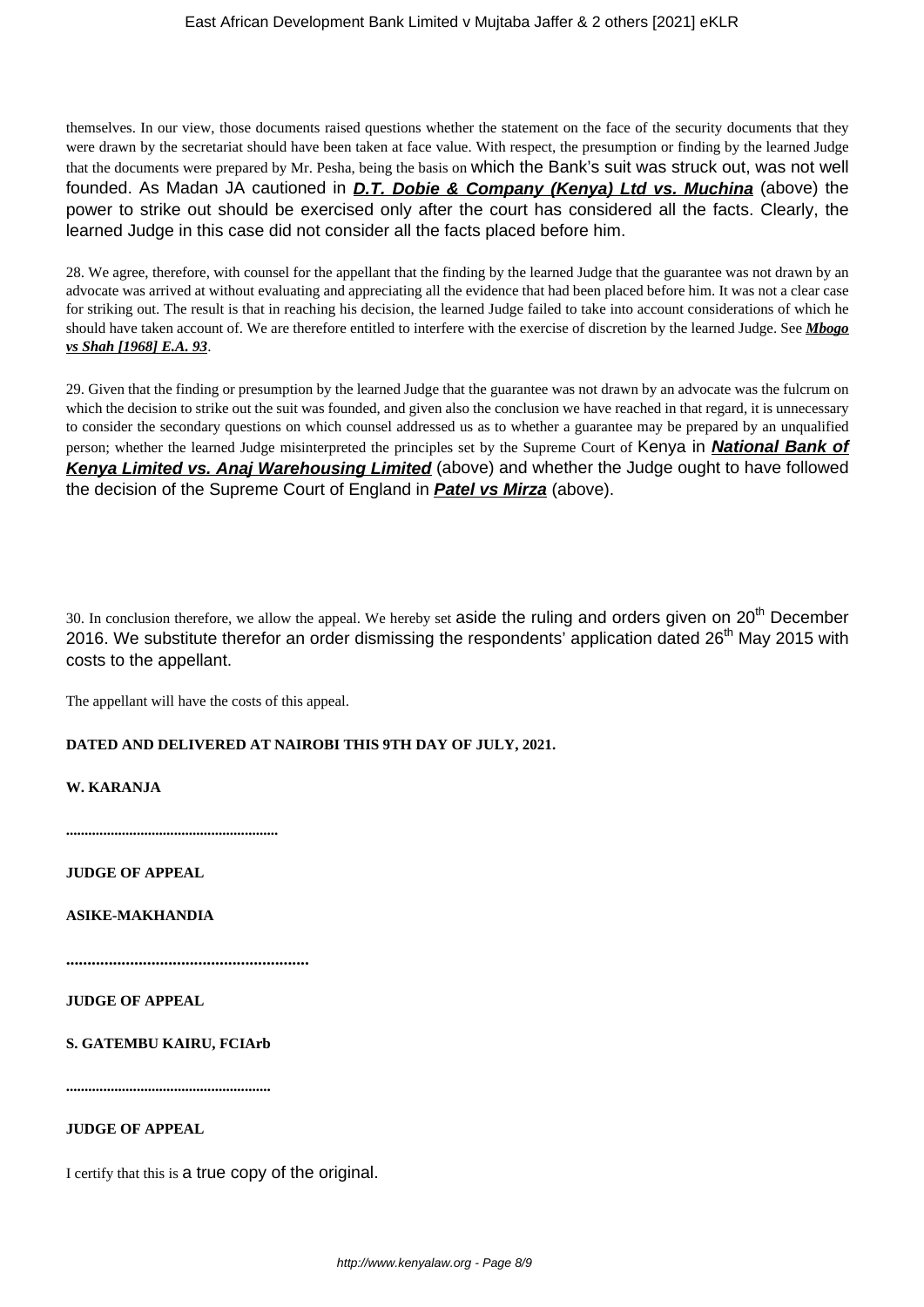themselves. In our view, those documents raised questions whether the statement on the face of the security documents that they were drawn by the secretariat should have been taken at face value. With respect, the presumption or finding by the learned Judge that the documents were prepared by Mr. Pesha, being the basis on which the Bank's suit was struck out, was not well founded. As Madan JA cautioned in ***D.T. Dobie & Company (Kenya) Ltd vs. Muchina*** (above) the power to strike out should be exercised only after the court has considered all the facts. Clearly, the learned Judge in this case did not consider all the facts placed before him.

28. We agree, therefore, with counsel for the appellant that the finding by the learned Judge that the guarantee was not drawn by an advocate was arrived at without evaluating and appreciating all the evidence that had been placed before him. It was not a clear case for striking out. The result is that in reaching his decision, the learned Judge failed to take into account considerations of which he should have taken account of. We are therefore entitled to interfere with the exercise of discretion by the learned Judge. See ***Mbogo vs Shah [1968] E.A. 93***.

29. Given that the finding or presumption by the learned Judge that the guarantee was not drawn by an advocate was the fulcrum on which the decision to strike out the suit was founded, and given also the conclusion we have reached in that regard, it is unnecessary to consider the secondary questions on which counsel addressed us as to whether a guarantee may be prepared by an unqualified person; whether the learned Judge misinterpreted the principles set by the Supreme Court of Kenya in ***National Bank of Kenya Limited vs. Anaj Warehousing Limited*** (above) and whether the Judge ought to have followed the decision of the Supreme Court of England in ***Patel vs Mirza*** (above).

30. In conclusion therefore, we allow the appeal. We hereby set aside the ruling and orders given on 20th December 2016. We substitute therefor an order dismissing the respondents' application dated 26th May 2015 with costs to the appellant.

The appellant will have the costs of this appeal.

**DATED AND DELIVERED AT NAIROBI THIS 9TH DAY OF JULY, 2021.**

**W. KARANJA**

**........................................................**

**JUDGE OF APPEAL**

**ASIKE-MAKHANDIA**

**.........................................................**

**JUDGE OF APPEAL**

**S. GATEMBU KAIRU, FCIArb**

**......................................................**

**JUDGE OF APPEAL**

I certify that this is a true copy of the original.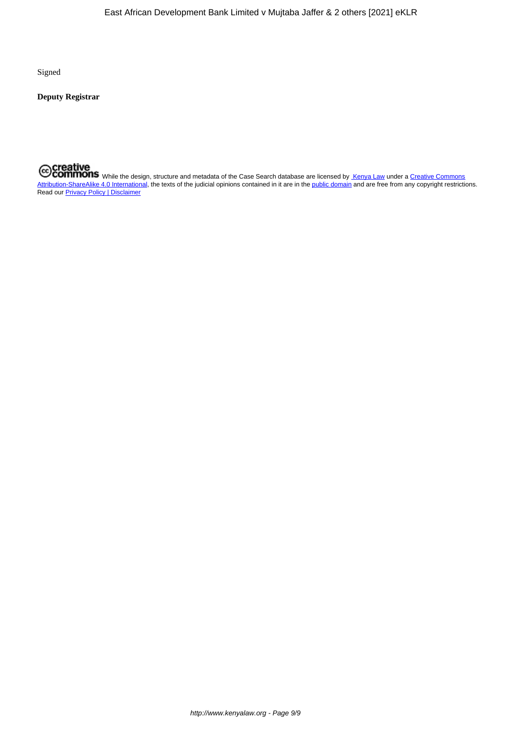Signed

**Deputy Registrar**

While the design, structure and metadata of the Case Search database are licensed by Kenya Law under a Creative Commons Attribution-ShareAlike 4.0 International, the texts of the judicial opinions contained in it are in the public domain and are free from any copyright restrictions.
Read our Privacy Policy | Disclaimer